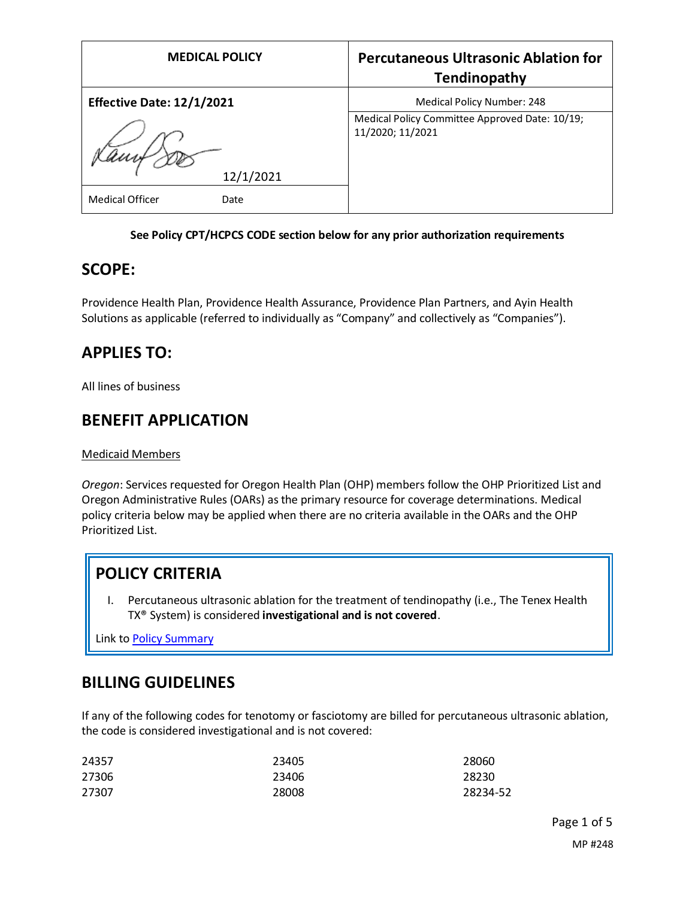| MEDICAL POLICY | Percutaneous Ultrasonic Ablation for Tendinopathy |
|---|---|
| **Effective Date: 12/1/2021** | Medical Policy Number: 248 |
| 12/1/2021 | Medical Policy Committee Approved Date: 10/19; 11/2020; 11/2021 |
| Medical Officer Date | |

**See Policy CPT/HCPCS CODE section below for any prior authorization requirements**

## SCOPE:

Providence Health Plan, Providence Health Assurance, Providence Plan Partners, and Ayin Health Solutions as applicable (referred to individually as "Company" and collectively as "Companies").

## APPLIES TO:

All lines of business

## BENEFIT APPLICATION

Medicaid Members

*Oregon*: Services requested for Oregon Health Plan (OHP) members follow the OHP Prioritized List and Oregon Administrative Rules (OARs) as the primary resource for coverage determinations. Medical policy criteria below may be applied when there are no criteria available in the OARs and the OHP Prioritized List.

## POLICY CRITERIA

I. Percutaneous ultrasonic ablation for the treatment of tendinopathy (i.e., The Tenex Health TX® System) is considered **investigational and is not covered**.

Link to Policy Summary

## BILLING GUIDELINES

If any of the following codes for tenotomy or fasciotomy are billed for percutaneous ultrasonic ablation, the code is considered investigational and is not covered:

| | | |
|---|---|---|
| 24357 | 23405 | 28060 |
| 27306 | 23406 | 28230 |
| 27307 | 28008 | 28234-52 |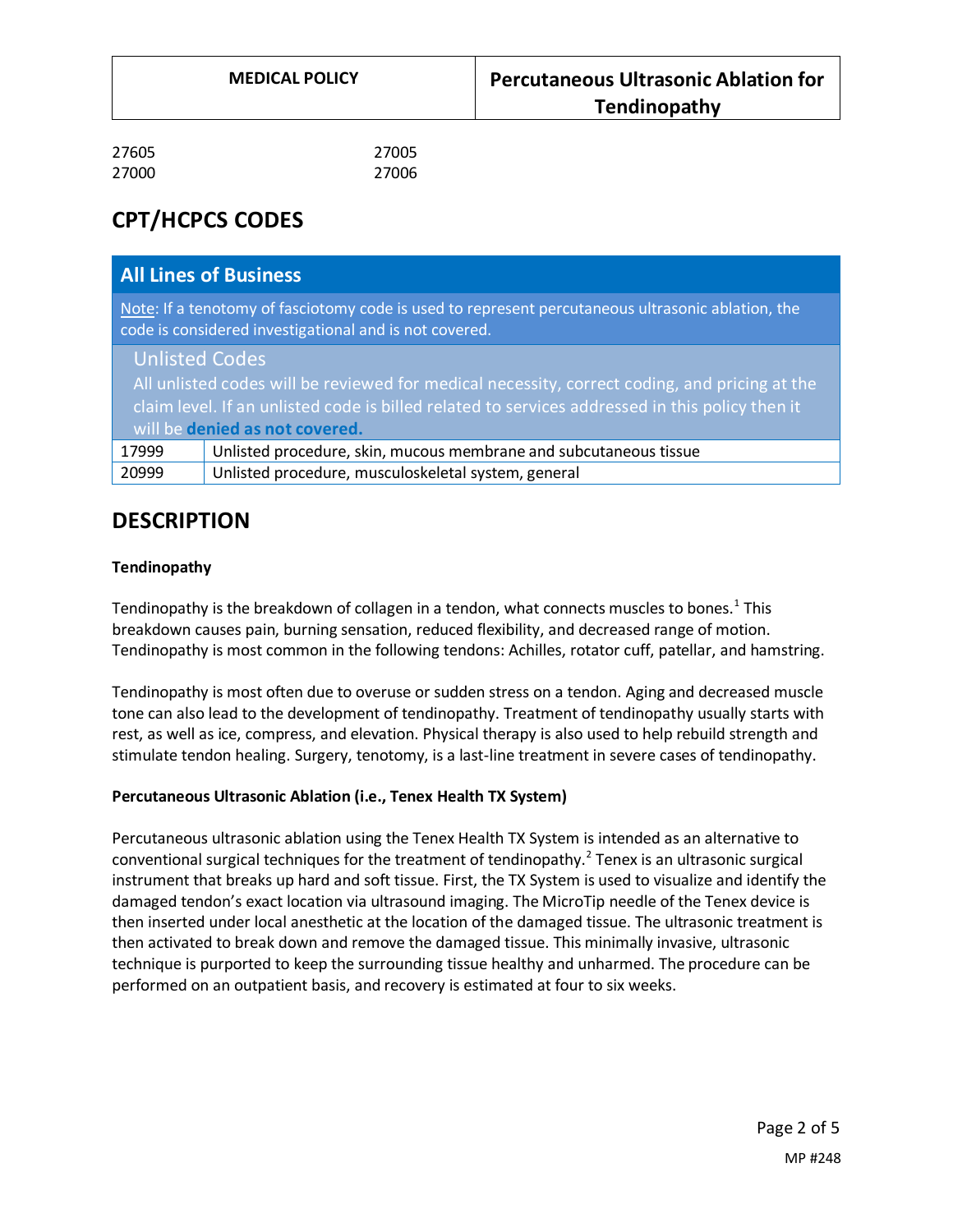| | |
|---|---|
| 27605 | 27005 |
| 27000 | 27006 |

## CPT/HCPCS CODES

| All Lines of Business | |
|---|---|
| Note: If a tenotomy of fasciotomy code is used to represent percutaneous ultrasonic ablation, the code is considered investigational and is not covered. | |
| Unlisted Codes<br>All unlisted codes will be reviewed for medical necessity, correct coding, and pricing at the claim level. If an unlisted code is billed related to services addressed in this policy then it will be **denied as not covered.** | |
| 17999 | Unlisted procedure, skin, mucous membrane and subcutaneous tissue |
| 20999 | Unlisted procedure, musculoskeletal system, general |

## DESCRIPTION

### Tendinopathy

Tendinopathy is the breakdown of collagen in a tendon, what connects muscles to bones.[1] This breakdown causes pain, burning sensation, reduced flexibility, and decreased range of motion. Tendinopathy is most common in the following tendons: Achilles, rotator cuff, patellar, and hamstring.

Tendinopathy is most often due to overuse or sudden stress on a tendon. Aging and decreased muscle tone can also lead to the development of tendinopathy. Treatment of tendinopathy usually starts with rest, as well as ice, compress, and elevation. Physical therapy is also used to help rebuild strength and stimulate tendon healing. Surgery, tenotomy, is a last-line treatment in severe cases of tendinopathy.

### Percutaneous Ultrasonic Ablation (i.e., Tenex Health TX System)

Percutaneous ultrasonic ablation using the Tenex Health TX System is intended as an alternative to conventional surgical techniques for the treatment of tendinopathy.[2] Tenex is an ultrasonic surgical instrument that breaks up hard and soft tissue. First, the TX System is used to visualize and identify the damaged tendon's exact location via ultrasound imaging. The MicroTip needle of the Tenex device is then inserted under local anesthetic at the location of the damaged tissue. The ultrasonic treatment is then activated to break down and remove the damaged tissue. This minimally invasive, ultrasonic technique is purported to keep the surrounding tissue healthy and unharmed. The procedure can be performed on an outpatient basis, and recovery is estimated at four to six weeks.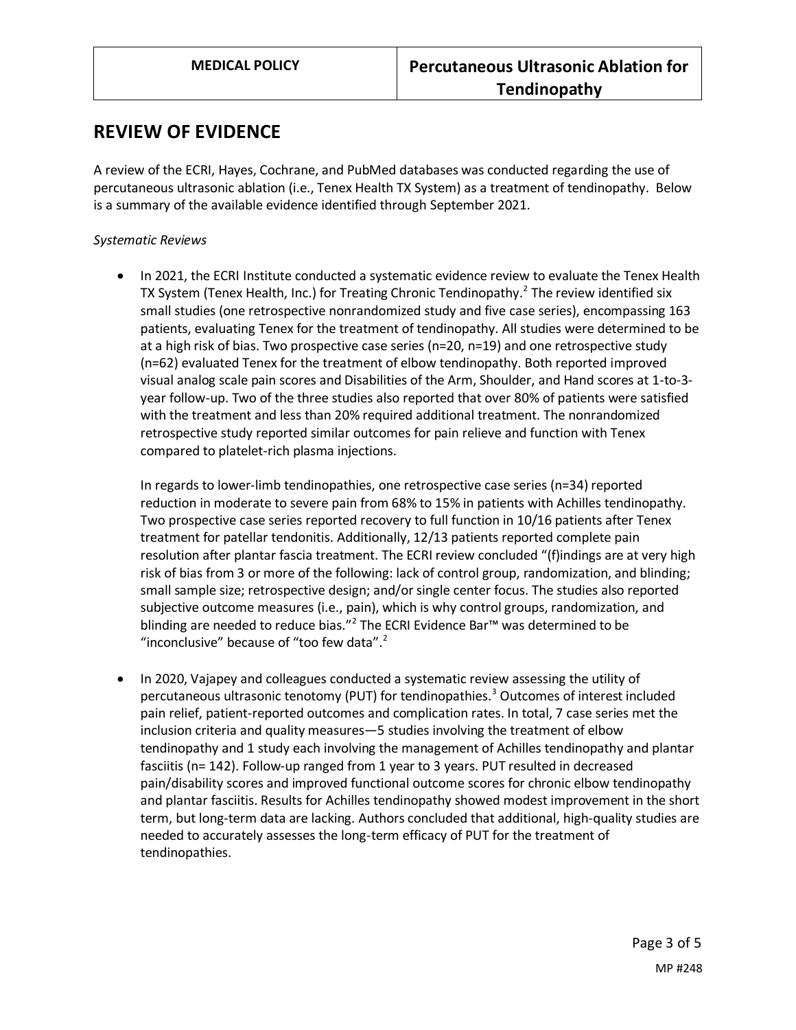## REVIEW OF EVIDENCE

A review of the ECRI, Hayes, Cochrane, and PubMed databases was conducted regarding the use of percutaneous ultrasonic ablation (i.e., Tenex Health TX System) as a treatment of tendinopathy. Below is a summary of the available evidence identified through September 2021.

*Systematic Reviews*

- In 2021, the ECRI Institute conducted a systematic evidence review to evaluate the Tenex Health TX System (Tenex Health, Inc.) for Treating Chronic Tendinopathy.[2] The review identified six small studies (one retrospective nonrandomized study and five case series), encompassing 163 patients, evaluating Tenex for the treatment of tendinopathy. All studies were determined to be at a high risk of bias. Two prospective case series (n=20, n=19) and one retrospective study (n=62) evaluated Tenex for the treatment of elbow tendinopathy. Both reported improved visual analog scale pain scores and Disabilities of the Arm, Shoulder, and Hand scores at 1-to-3-year follow-up. Two of the three studies also reported that over 80% of patients were satisfied with the treatment and less than 20% required additional treatment. The nonrandomized retrospective study reported similar outcomes for pain relieve and function with Tenex compared to platelet-rich plasma injections.

  In regards to lower-limb tendinopathies, one retrospective case series (n=34) reported reduction in moderate to severe pain from 68% to 15% in patients with Achilles tendinopathy. Two prospective case series reported recovery to full function in 10/16 patients after Tenex treatment for patellar tendonitis. Additionally, 12/13 patients reported complete pain resolution after plantar fascia treatment. The ECRI review concluded "(f)indings are at very high risk of bias from 3 or more of the following: lack of control group, randomization, and blinding; small sample size; retrospective design; and/or single center focus. The studies also reported subjective outcome measures (i.e., pain), which is why control groups, randomization, and blinding are needed to reduce bias."[2] The ECRI Evidence Bar™ was determined to be "inconclusive" because of "too few data".[2]

- In 2020, Vajapey and colleagues conducted a systematic review assessing the utility of percutaneous ultrasonic tenotomy (PUT) for tendinopathies.[3] Outcomes of interest included pain relief, patient-reported outcomes and complication rates. In total, 7 case series met the inclusion criteria and quality measures—5 studies involving the treatment of elbow tendinopathy and 1 study each involving the management of Achilles tendinopathy and plantar fasciitis (n= 142). Follow-up ranged from 1 year to 3 years. PUT resulted in decreased pain/disability scores and improved functional outcome scores for chronic elbow tendinopathy and plantar fasciitis. Results for Achilles tendinopathy showed modest improvement in the short term, but long-term data are lacking. Authors concluded that additional, high-quality studies are needed to accurately assesses the long-term efficacy of PUT for the treatment of tendinopathies.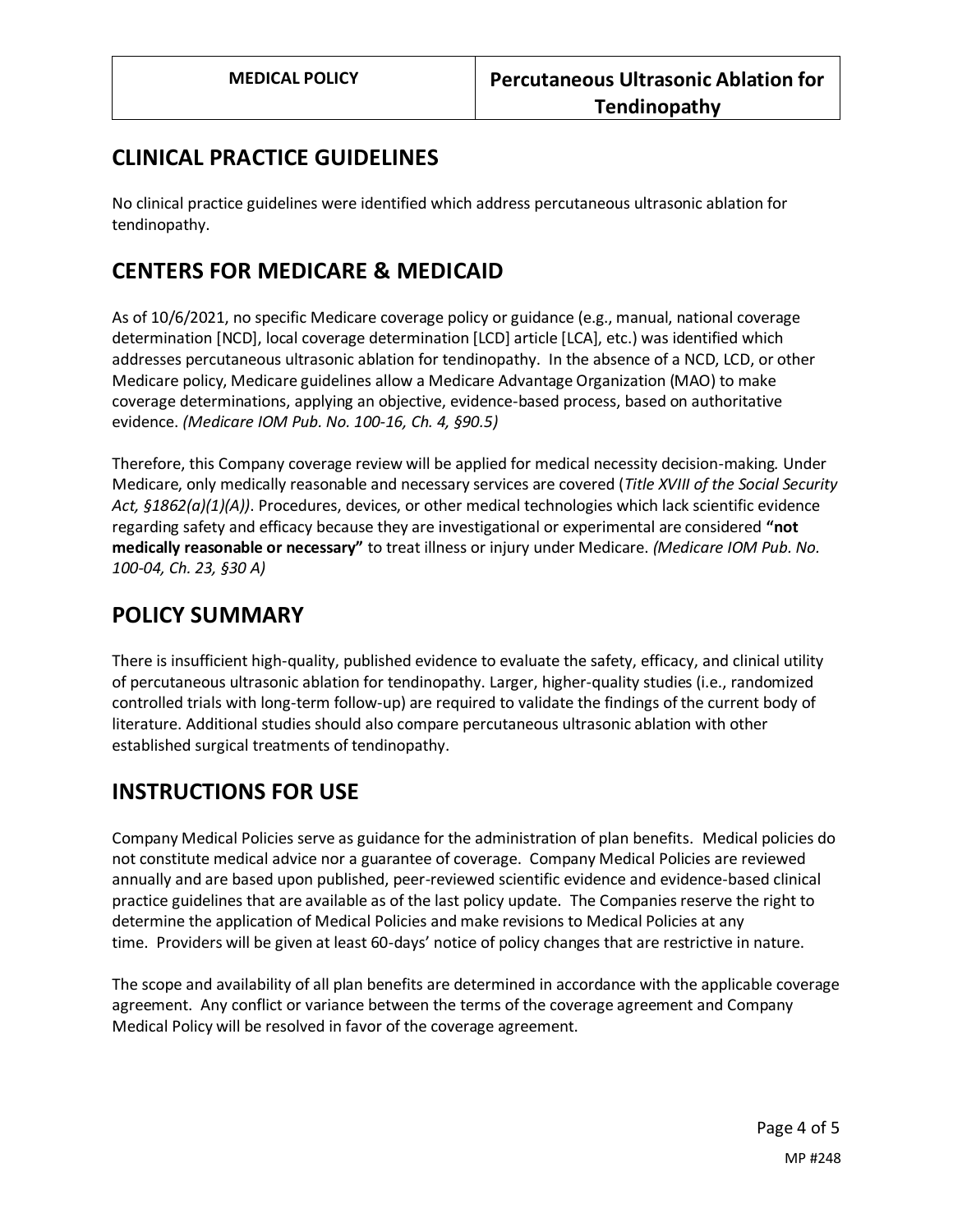## CLINICAL PRACTICE GUIDELINES

No clinical practice guidelines were identified which address percutaneous ultrasonic ablation for tendinopathy.

## CENTERS FOR MEDICARE & MEDICAID

As of 10/6/2021, no specific Medicare coverage policy or guidance (e.g., manual, national coverage determination [NCD], local coverage determination [LCD] article [LCA], etc.) was identified which addresses percutaneous ultrasonic ablation for tendinopathy. In the absence of a NCD, LCD, or other Medicare policy, Medicare guidelines allow a Medicare Advantage Organization (MAO) to make coverage determinations, applying an objective, evidence-based process, based on authoritative evidence. *(Medicare IOM Pub. No. 100-16, Ch. 4, §90.5)*

Therefore, this Company coverage review will be applied for medical necessity decision-making. Under Medicare, only medically reasonable and necessary services are covered (*Title XVIII of the Social Security Act, §1862(a)(1)(A))*. Procedures, devices, or other medical technologies which lack scientific evidence regarding safety and efficacy because they are investigational or experimental are considered **"not medically reasonable or necessary"** to treat illness or injury under Medicare. *(Medicare IOM Pub. No. 100-04, Ch. 23, §30 A)*

## POLICY SUMMARY

There is insufficient high-quality, published evidence to evaluate the safety, efficacy, and clinical utility of percutaneous ultrasonic ablation for tendinopathy. Larger, higher-quality studies (i.e., randomized controlled trials with long-term follow-up) are required to validate the findings of the current body of literature. Additional studies should also compare percutaneous ultrasonic ablation with other established surgical treatments of tendinopathy.

## INSTRUCTIONS FOR USE

Company Medical Policies serve as guidance for the administration of plan benefits. Medical policies do not constitute medical advice nor a guarantee of coverage. Company Medical Policies are reviewed annually and are based upon published, peer-reviewed scientific evidence and evidence-based clinical practice guidelines that are available as of the last policy update. The Companies reserve the right to determine the application of Medical Policies and make revisions to Medical Policies at any time. Providers will be given at least 60-days' notice of policy changes that are restrictive in nature.

The scope and availability of all plan benefits are determined in accordance with the applicable coverage agreement. Any conflict or variance between the terms of the coverage agreement and Company Medical Policy will be resolved in favor of the coverage agreement.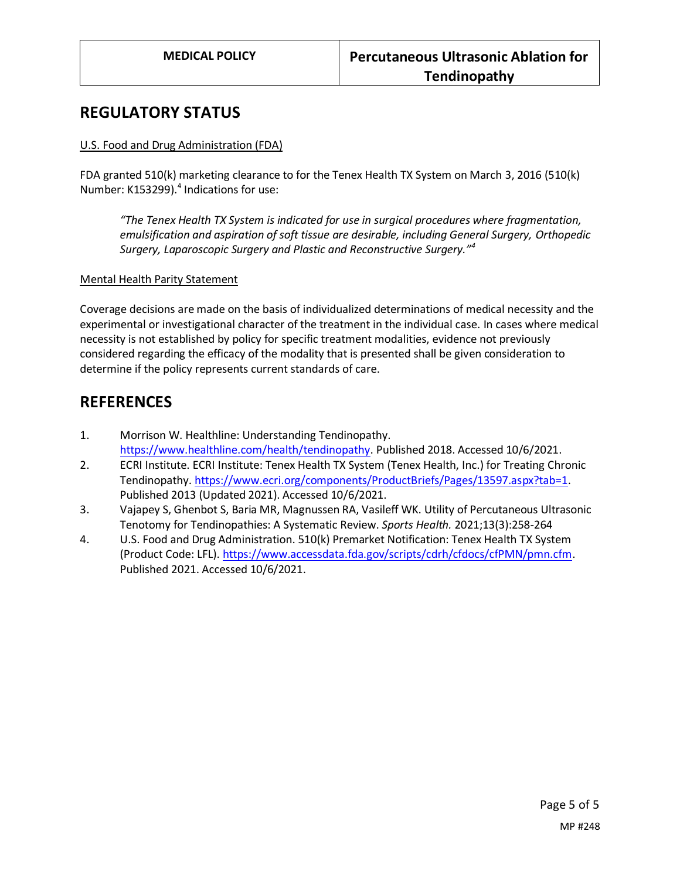## REGULATORY STATUS

U.S. Food and Drug Administration (FDA)

FDA granted 510(k) marketing clearance to for the Tenex Health TX System on March 3, 2016 (510(k) Number: K153299).[4] Indications for use:

> *"The Tenex Health TX System is indicated for use in surgical procedures where fragmentation, emulsification and aspiration of soft tissue are desirable, including General Surgery, Orthopedic Surgery, Laparoscopic Surgery and Plastic and Reconstructive Surgery."*[4]

Mental Health Parity Statement

Coverage decisions are made on the basis of individualized determinations of medical necessity and the experimental or investigational character of the treatment in the individual case. In cases where medical necessity is not established by policy for specific treatment modalities, evidence not previously considered regarding the efficacy of the modality that is presented shall be given consideration to determine if the policy represents current standards of care.

## REFERENCES

1. Morrison W. Healthline: Understanding Tendinopathy. https://www.healthline.com/health/tendinopathy. Published 2018. Accessed 10/6/2021.
2. ECRI Institute. ECRI Institute: Tenex Health TX System (Tenex Health, Inc.) for Treating Chronic Tendinopathy. https://www.ecri.org/components/ProductBriefs/Pages/13597.aspx?tab=1. Published 2013 (Updated 2021). Accessed 10/6/2021.
3. Vajapey S, Ghenbot S, Baria MR, Magnussen RA, Vasileff WK. Utility of Percutaneous Ultrasonic Tenotomy for Tendinopathies: A Systematic Review. *Sports Health.* 2021;13(3):258-264
4. U.S. Food and Drug Administration. 510(k) Premarket Notification: Tenex Health TX System (Product Code: LFL). https://www.accessdata.fda.gov/scripts/cdrh/cfdocs/cfPMN/pmn.cfm. Published 2021. Accessed 10/6/2021.